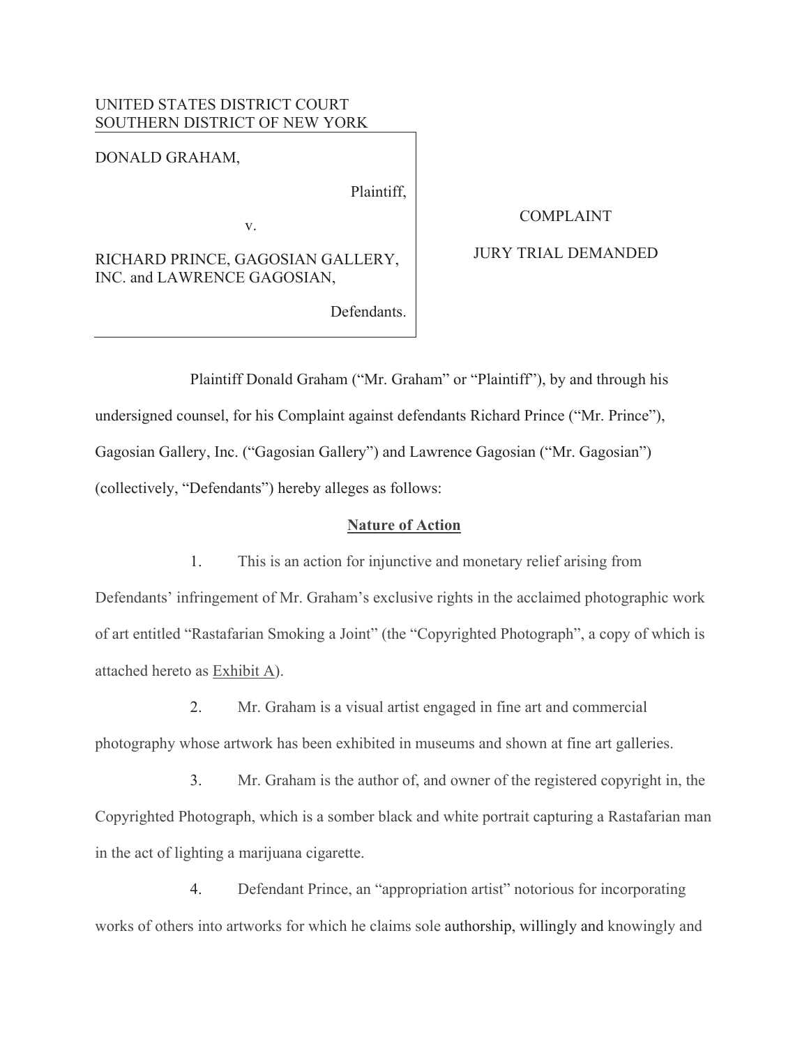UNITED STATES DISTRICT COURT
SOUTHERN DISTRICT OF NEW YORK

DONALD GRAHAM,

Plaintiff,

v.

RICHARD PRINCE, GAGOSIAN GALLERY, INC. and LAWRENCE GAGOSIAN,

Defendants.

COMPLAINT

JURY TRIAL DEMANDED

Plaintiff Donald Graham ("Mr. Graham" or "Plaintiff"), by and through his undersigned counsel, for his Complaint against defendants Richard Prince ("Mr. Prince"), Gagosian Gallery, Inc. ("Gagosian Gallery") and Lawrence Gagosian ("Mr. Gagosian") (collectively, "Defendants") hereby alleges as follows:

## Nature of Action

1. This is an action for injunctive and monetary relief arising from Defendants' infringement of Mr. Graham's exclusive rights in the acclaimed photographic work of art entitled "Rastafarian Smoking a Joint" (the "Copyrighted Photograph", a copy of which is attached hereto as Exhibit A).

2. Mr. Graham is a visual artist engaged in fine art and commercial photography whose artwork has been exhibited in museums and shown at fine art galleries.

3. Mr. Graham is the author of, and owner of the registered copyright in, the Copyrighted Photograph, which is a somber black and white portrait capturing a Rastafarian man in the act of lighting a marijuana cigarette.

4. Defendant Prince, an "appropriation artist" notorious for incorporating works of others into artworks for which he claims sole authorship, willingly and knowingly and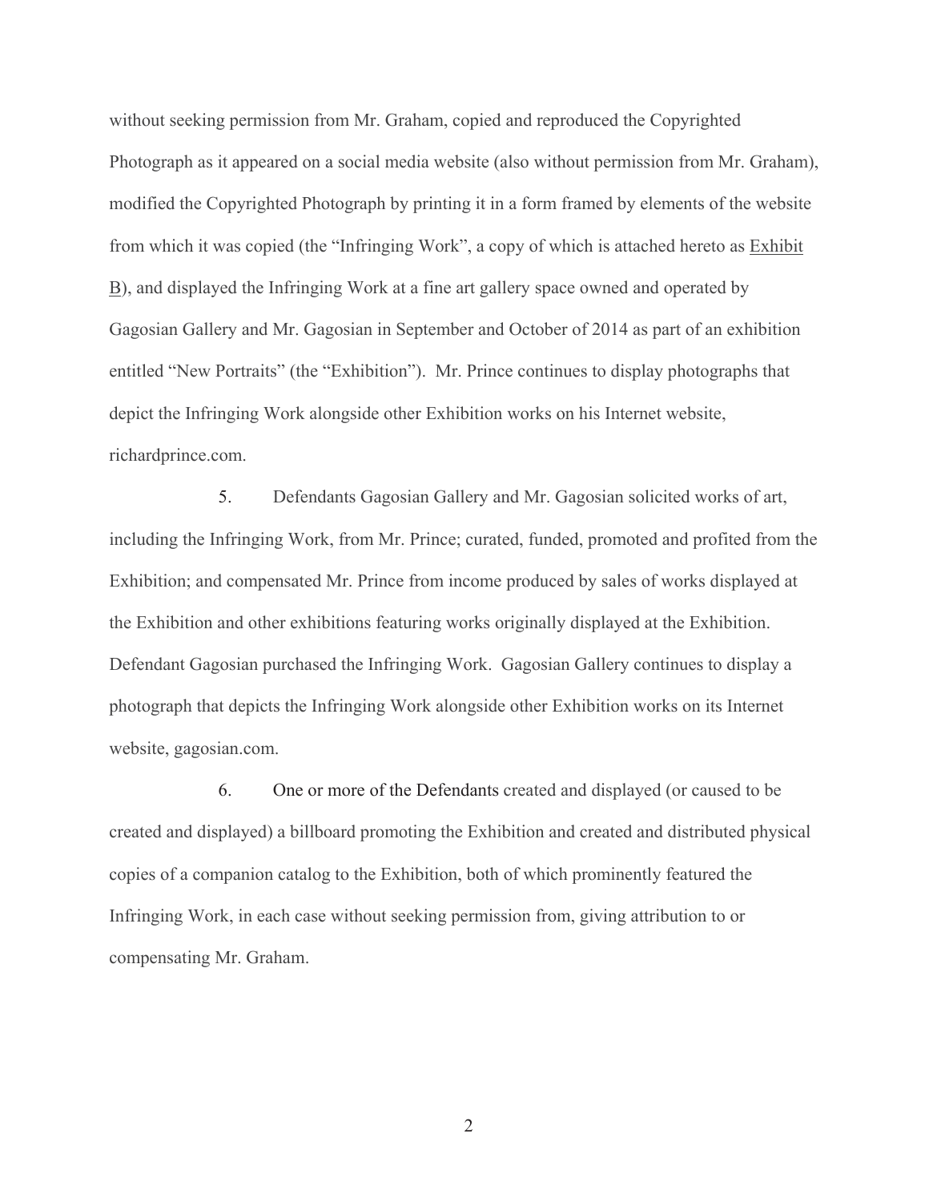without seeking permission from Mr. Graham, copied and reproduced the Copyrighted Photograph as it appeared on a social media website (also without permission from Mr. Graham), modified the Copyrighted Photograph by printing it in a form framed by elements of the website from which it was copied (the "Infringing Work", a copy of which is attached hereto as Exhibit B), and displayed the Infringing Work at a fine art gallery space owned and operated by Gagosian Gallery and Mr. Gagosian in September and October of 2014 as part of an exhibition entitled "New Portraits" (the "Exhibition"). Mr. Prince continues to display photographs that depict the Infringing Work alongside other Exhibition works on his Internet website, richardprince.com.

5. Defendants Gagosian Gallery and Mr. Gagosian solicited works of art, including the Infringing Work, from Mr. Prince; curated, funded, promoted and profited from the Exhibition; and compensated Mr. Prince from income produced by sales of works displayed at the Exhibition and other exhibitions featuring works originally displayed at the Exhibition. Defendant Gagosian purchased the Infringing Work. Gagosian Gallery continues to display a photograph that depicts the Infringing Work alongside other Exhibition works on its Internet website, gagosian.com.

6. One or more of the Defendants created and displayed (or caused to be created and displayed) a billboard promoting the Exhibition and created and distributed physical copies of a companion catalog to the Exhibition, both of which prominently featured the Infringing Work, in each case without seeking permission from, giving attribution to or compensating Mr. Graham.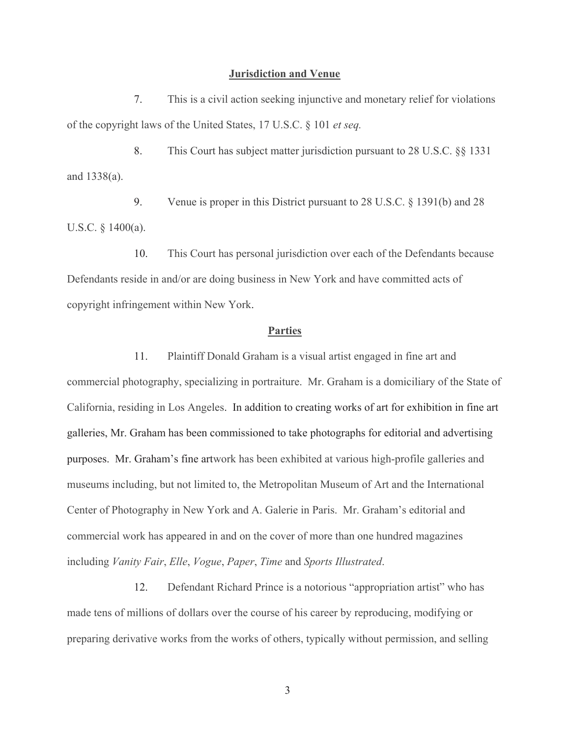## Jurisdiction and Venue

7. This is a civil action seeking injunctive and monetary relief for violations of the copyright laws of the United States, 17 U.S.C. § 101 *et seq.*

8. This Court has subject matter jurisdiction pursuant to 28 U.S.C. §§ 1331 and 1338(a).

9. Venue is proper in this District pursuant to 28 U.S.C. § 1391(b) and 28 U.S.C. § 1400(a).

10. This Court has personal jurisdiction over each of the Defendants because Defendants reside in and/or are doing business in New York and have committed acts of copyright infringement within New York.

## Parties

11. Plaintiff Donald Graham is a visual artist engaged in fine art and commercial photography, specializing in portraiture. Mr. Graham is a domiciliary of the State of California, residing in Los Angeles. In addition to creating works of art for exhibition in fine art galleries, Mr. Graham has been commissioned to take photographs for editorial and advertising purposes. Mr. Graham's fine artwork has been exhibited at various high-profile galleries and museums including, but not limited to, the Metropolitan Museum of Art and the International Center of Photography in New York and A. Galerie in Paris. Mr. Graham's editorial and commercial work has appeared in and on the cover of more than one hundred magazines including *Vanity Fair*, *Elle*, *Vogue*, *Paper*, *Time* and *Sports Illustrated*.

12. Defendant Richard Prince is a notorious "appropriation artist" who has made tens of millions of dollars over the course of his career by reproducing, modifying or preparing derivative works from the works of others, typically without permission, and selling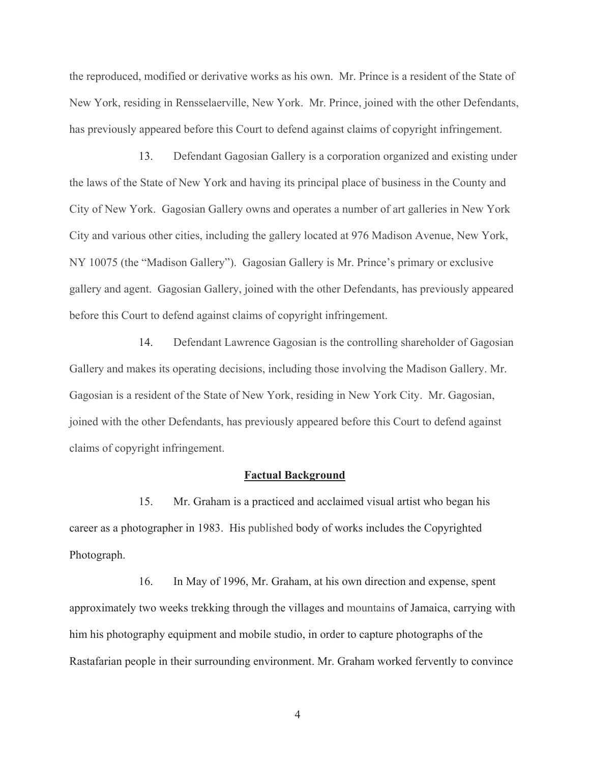the reproduced, modified or derivative works as his own. Mr. Prince is a resident of the State of New York, residing in Rensselaerville, New York. Mr. Prince, joined with the other Defendants, has previously appeared before this Court to defend against claims of copyright infringement.

13. Defendant Gagosian Gallery is a corporation organized and existing under the laws of the State of New York and having its principal place of business in the County and City of New York. Gagosian Gallery owns and operates a number of art galleries in New York City and various other cities, including the gallery located at 976 Madison Avenue, New York, NY 10075 (the "Madison Gallery"). Gagosian Gallery is Mr. Prince's primary or exclusive gallery and agent. Gagosian Gallery, joined with the other Defendants, has previously appeared before this Court to defend against claims of copyright infringement.

14. Defendant Lawrence Gagosian is the controlling shareholder of Gagosian Gallery and makes its operating decisions, including those involving the Madison Gallery. Mr. Gagosian is a resident of the State of New York, residing in New York City. Mr. Gagosian, joined with the other Defendants, has previously appeared before this Court to defend against claims of copyright infringement.

## Factual Background

15. Mr. Graham is a practiced and acclaimed visual artist who began his career as a photographer in 1983. His published body of works includes the Copyrighted Photograph.

16. In May of 1996, Mr. Graham, at his own direction and expense, spent approximately two weeks trekking through the villages and mountains of Jamaica, carrying with him his photography equipment and mobile studio, in order to capture photographs of the Rastafarian people in their surrounding environment. Mr. Graham worked fervently to convince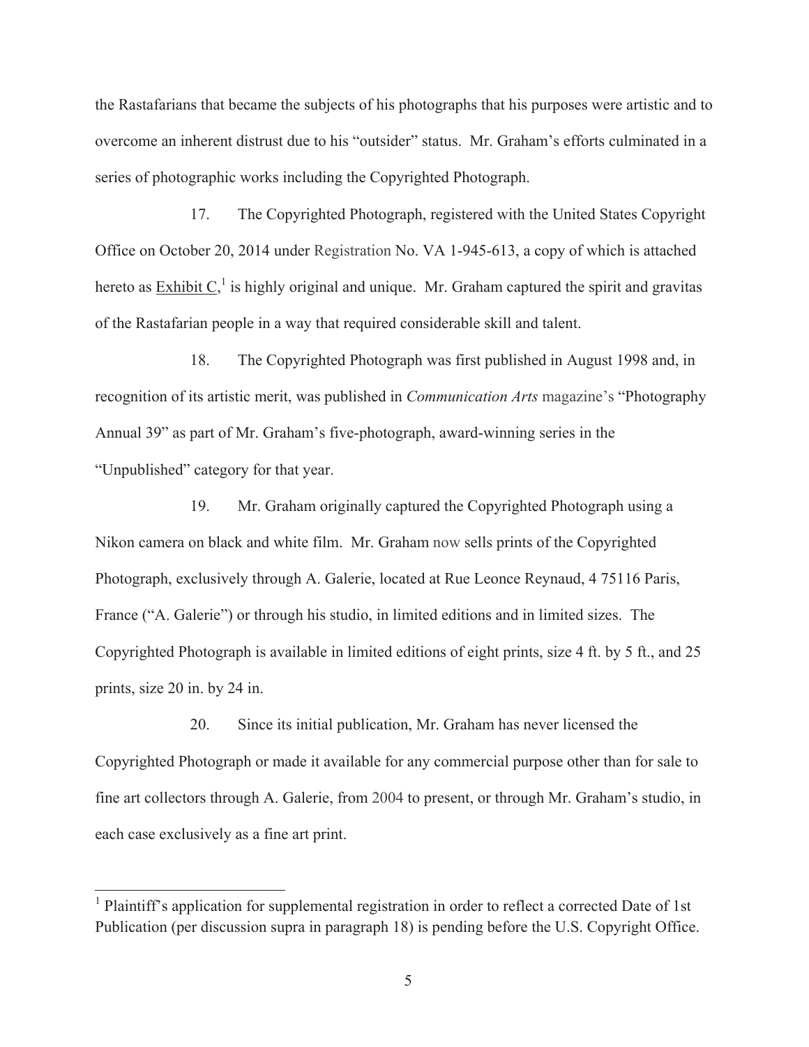the Rastafarians that became the subjects of his photographs that his purposes were artistic and to overcome an inherent distrust due to his "outsider" status. Mr. Graham's efforts culminated in a series of photographic works including the Copyrighted Photograph.

17. The Copyrighted Photograph, registered with the United States Copyright Office on October 20, 2014 under Registration No. VA 1-945-613, a copy of which is attached hereto as Exhibit C,[1] is highly original and unique. Mr. Graham captured the spirit and gravitas of the Rastafarian people in a way that required considerable skill and talent.

18. The Copyrighted Photograph was first published in August 1998 and, in recognition of its artistic merit, was published in *Communication Arts* magazine's "Photography Annual 39" as part of Mr. Graham's five-photograph, award-winning series in the "Unpublished" category for that year.

19. Mr. Graham originally captured the Copyrighted Photograph using a Nikon camera on black and white film. Mr. Graham now sells prints of the Copyrighted Photograph, exclusively through A. Galerie, located at Rue Leonce Reynaud, 4 75116 Paris, France ("A. Galerie") or through his studio, in limited editions and in limited sizes. The Copyrighted Photograph is available in limited editions of eight prints, size 4 ft. by 5 ft., and 25 prints, size 20 in. by 24 in.

20. Since its initial publication, Mr. Graham has never licensed the Copyrighted Photograph or made it available for any commercial purpose other than for sale to fine art collectors through A. Galerie, from 2004 to present, or through Mr. Graham's studio, in each case exclusively as a fine art print.

---

[1] Plaintiff's application for supplemental registration in order to reflect a corrected Date of 1st Publication (per discussion supra in paragraph 18) is pending before the U.S. Copyright Office.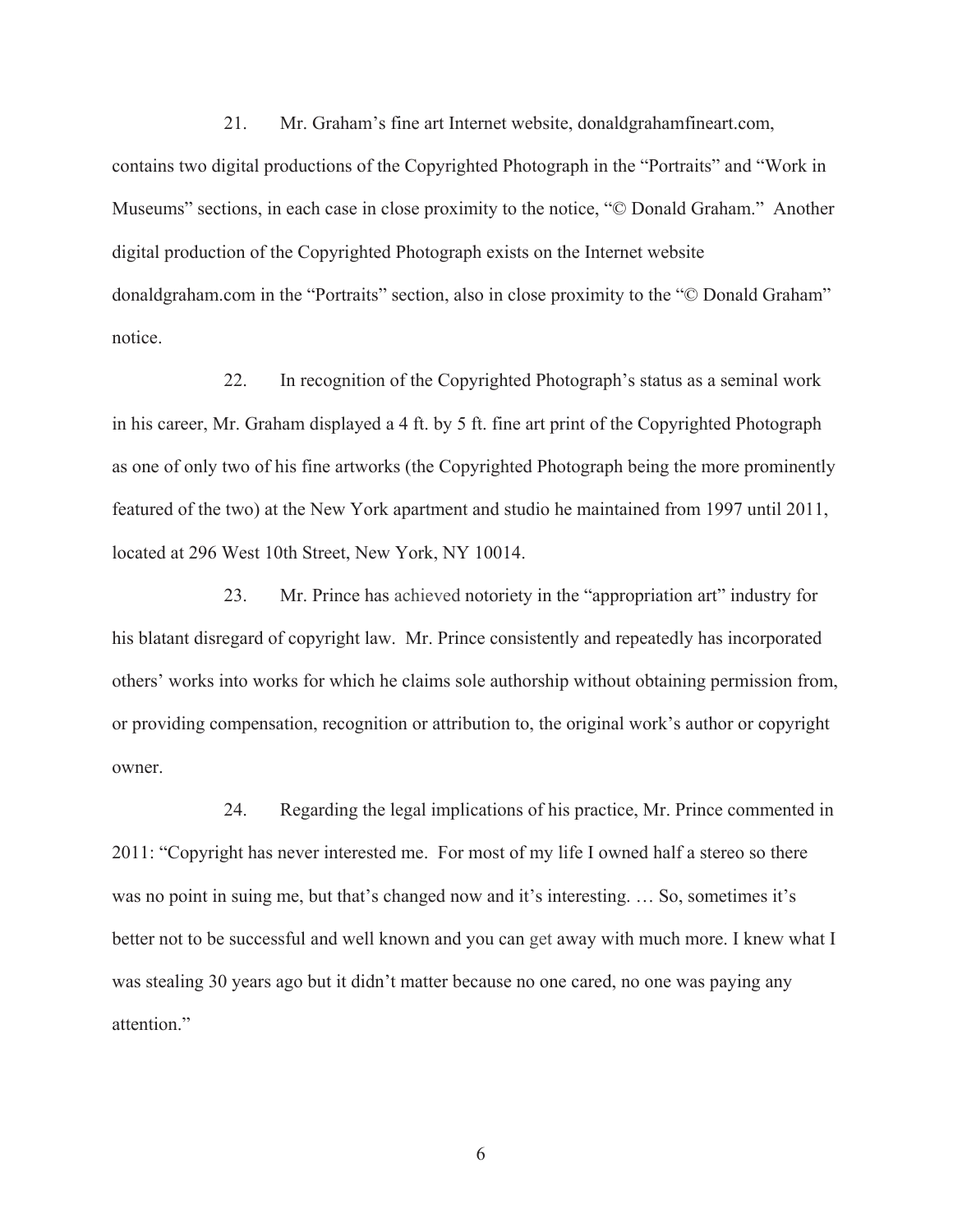21. Mr. Graham's fine art Internet website, donaldgrahamfineart.com, contains two digital productions of the Copyrighted Photograph in the "Portraits" and "Work in Museums" sections, in each case in close proximity to the notice, "© Donald Graham." Another digital production of the Copyrighted Photograph exists on the Internet website donaldgraham.com in the "Portraits" section, also in close proximity to the "© Donald Graham" notice.

22. In recognition of the Copyrighted Photograph's status as a seminal work in his career, Mr. Graham displayed a 4 ft. by 5 ft. fine art print of the Copyrighted Photograph as one of only two of his fine artworks (the Copyrighted Photograph being the more prominently featured of the two) at the New York apartment and studio he maintained from 1997 until 2011, located at 296 West 10th Street, New York, NY 10014.

23. Mr. Prince has achieved notoriety in the "appropriation art" industry for his blatant disregard of copyright law. Mr. Prince consistently and repeatedly has incorporated others' works into works for which he claims sole authorship without obtaining permission from, or providing compensation, recognition or attribution to, the original work's author or copyright owner.

24. Regarding the legal implications of his practice, Mr. Prince commented in 2011: "Copyright has never interested me. For most of my life I owned half a stereo so there was no point in suing me, but that's changed now and it's interesting. … So, sometimes it's better not to be successful and well known and you can get away with much more. I knew what I was stealing 30 years ago but it didn't matter because no one cared, no one was paying any attention."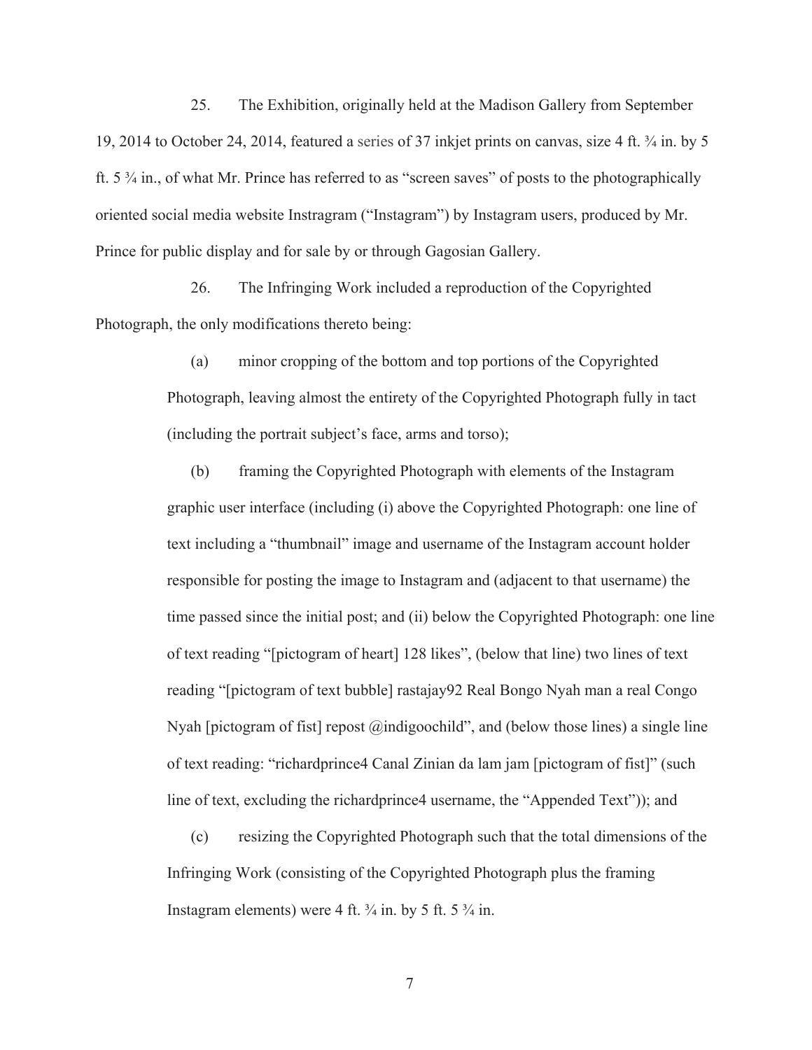25. The Exhibition, originally held at the Madison Gallery from September 19, 2014 to October 24, 2014, featured a series of 37 inkjet prints on canvas, size 4 ft. ¾ in. by 5 ft. 5 ¾ in., of what Mr. Prince has referred to as "screen saves" of posts to the photographically oriented social media website Instragram ("Instagram") by Instagram users, produced by Mr. Prince for public display and for sale by or through Gagosian Gallery.

26. The Infringing Work included a reproduction of the Copyrighted Photograph, the only modifications thereto being:

(a) minor cropping of the bottom and top portions of the Copyrighted Photograph, leaving almost the entirety of the Copyrighted Photograph fully in tact (including the portrait subject's face, arms and torso);

(b) framing the Copyrighted Photograph with elements of the Instagram graphic user interface (including (i) above the Copyrighted Photograph: one line of text including a "thumbnail" image and username of the Instagram account holder responsible for posting the image to Instagram and (adjacent to that username) the time passed since the initial post; and (ii) below the Copyrighted Photograph: one line of text reading "[pictogram of heart] 128 likes", (below that line) two lines of text reading "[pictogram of text bubble] rastajay92 Real Bongo Nyah man a real Congo Nyah [pictogram of fist] repost @indigoochild", and (below those lines) a single line of text reading: "richardprince4 Canal Zinian da lam jam [pictogram of fist]" (such line of text, excluding the richardprince4 username, the "Appended Text")); and

(c) resizing the Copyrighted Photograph such that the total dimensions of the Infringing Work (consisting of the Copyrighted Photograph plus the framing Instagram elements) were 4 ft. ¾ in. by 5 ft. 5 ¾ in.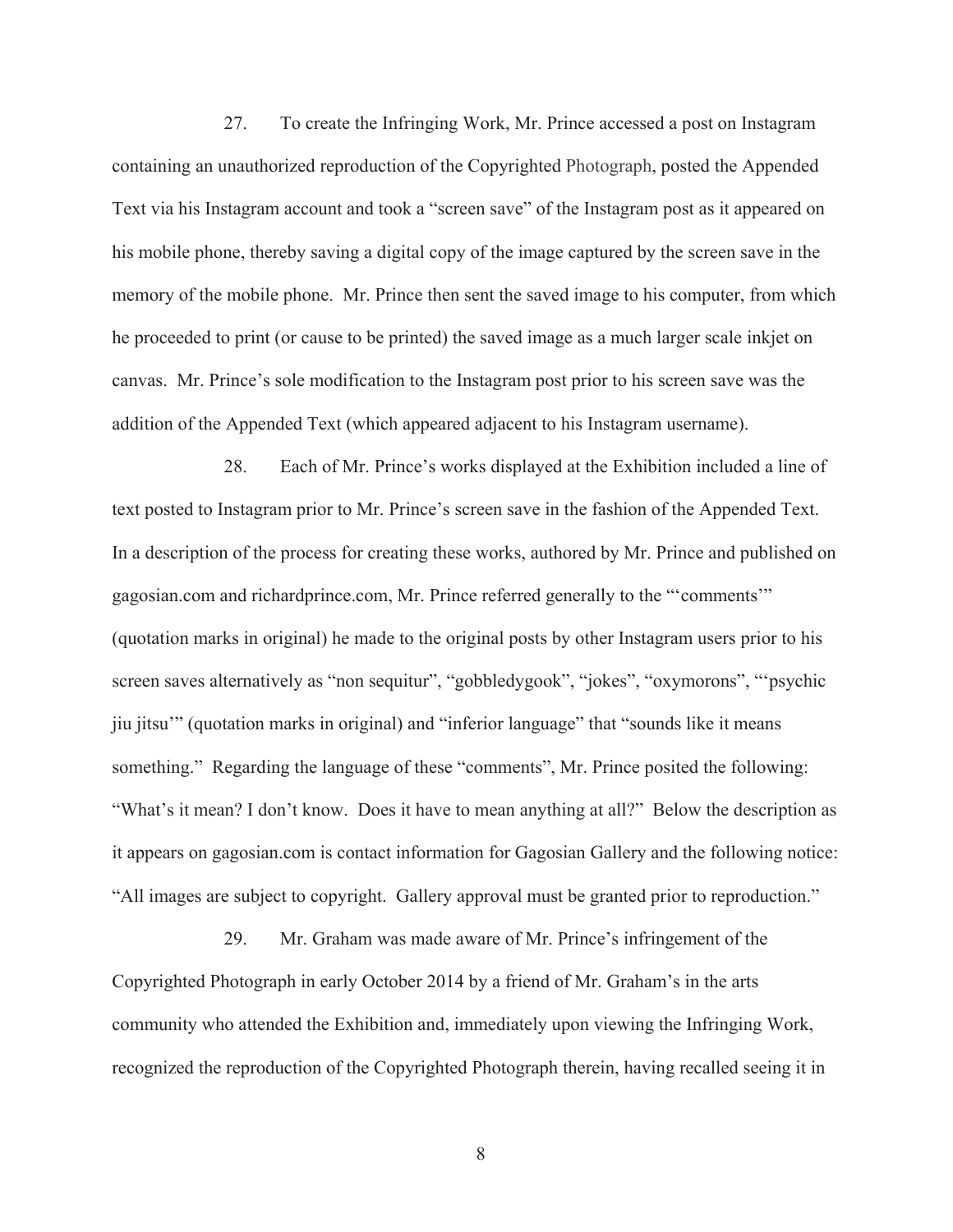27. To create the Infringing Work, Mr. Prince accessed a post on Instagram containing an unauthorized reproduction of the Copyrighted Photograph, posted the Appended Text via his Instagram account and took a "screen save" of the Instagram post as it appeared on his mobile phone, thereby saving a digital copy of the image captured by the screen save in the memory of the mobile phone. Mr. Prince then sent the saved image to his computer, from which he proceeded to print (or cause to be printed) the saved image as a much larger scale inkjet on canvas. Mr. Prince's sole modification to the Instagram post prior to his screen save was the addition of the Appended Text (which appeared adjacent to his Instagram username).

28. Each of Mr. Prince's works displayed at the Exhibition included a line of text posted to Instagram prior to Mr. Prince's screen save in the fashion of the Appended Text. In a description of the process for creating these works, authored by Mr. Prince and published on gagosian.com and richardprince.com, Mr. Prince referred generally to the "'comments'" (quotation marks in original) he made to the original posts by other Instagram users prior to his screen saves alternatively as "non sequitur", "gobbledygook", "jokes", "oxymorons", "'psychic jiu jitsu'" (quotation marks in original) and "inferior language" that "sounds like it means something." Regarding the language of these "comments", Mr. Prince posited the following: "What's it mean? I don't know. Does it have to mean anything at all?" Below the description as it appears on gagosian.com is contact information for Gagosian Gallery and the following notice: "All images are subject to copyright. Gallery approval must be granted prior to reproduction."

29. Mr. Graham was made aware of Mr. Prince's infringement of the Copyrighted Photograph in early October 2014 by a friend of Mr. Graham's in the arts community who attended the Exhibition and, immediately upon viewing the Infringing Work, recognized the reproduction of the Copyrighted Photograph therein, having recalled seeing it in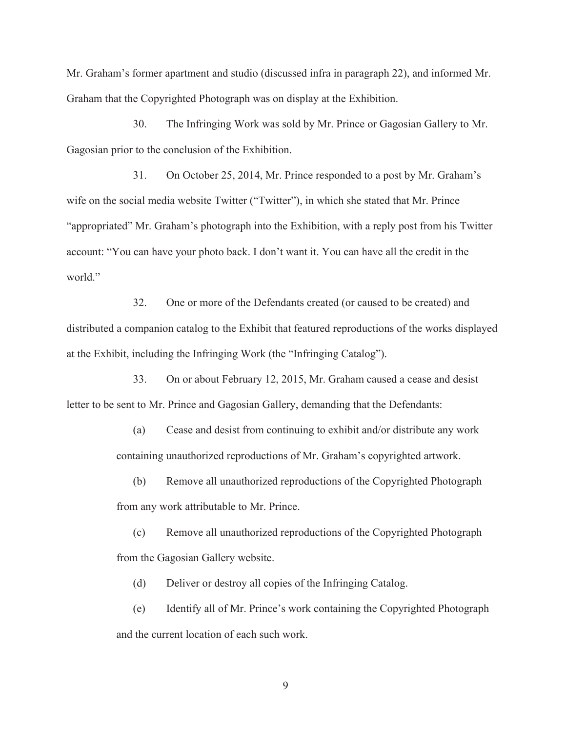Mr. Graham's former apartment and studio (discussed infra in paragraph 22), and informed Mr. Graham that the Copyrighted Photograph was on display at the Exhibition.

30. The Infringing Work was sold by Mr. Prince or Gagosian Gallery to Mr. Gagosian prior to the conclusion of the Exhibition.

31. On October 25, 2014, Mr. Prince responded to a post by Mr. Graham's wife on the social media website Twitter ("Twitter"), in which she stated that Mr. Prince "appropriated" Mr. Graham's photograph into the Exhibition, with a reply post from his Twitter account: "You can have your photo back. I don't want it. You can have all the credit in the world."

32. One or more of the Defendants created (or caused to be created) and distributed a companion catalog to the Exhibit that featured reproductions of the works displayed at the Exhibit, including the Infringing Work (the "Infringing Catalog").

33. On or about February 12, 2015, Mr. Graham caused a cease and desist letter to be sent to Mr. Prince and Gagosian Gallery, demanding that the Defendants:

(a) Cease and desist from continuing to exhibit and/or distribute any work containing unauthorized reproductions of Mr. Graham's copyrighted artwork.

(b) Remove all unauthorized reproductions of the Copyrighted Photograph from any work attributable to Mr. Prince.

(c) Remove all unauthorized reproductions of the Copyrighted Photograph from the Gagosian Gallery website.

(d) Deliver or destroy all copies of the Infringing Catalog.

(e) Identify all of Mr. Prince's work containing the Copyrighted Photograph and the current location of each such work.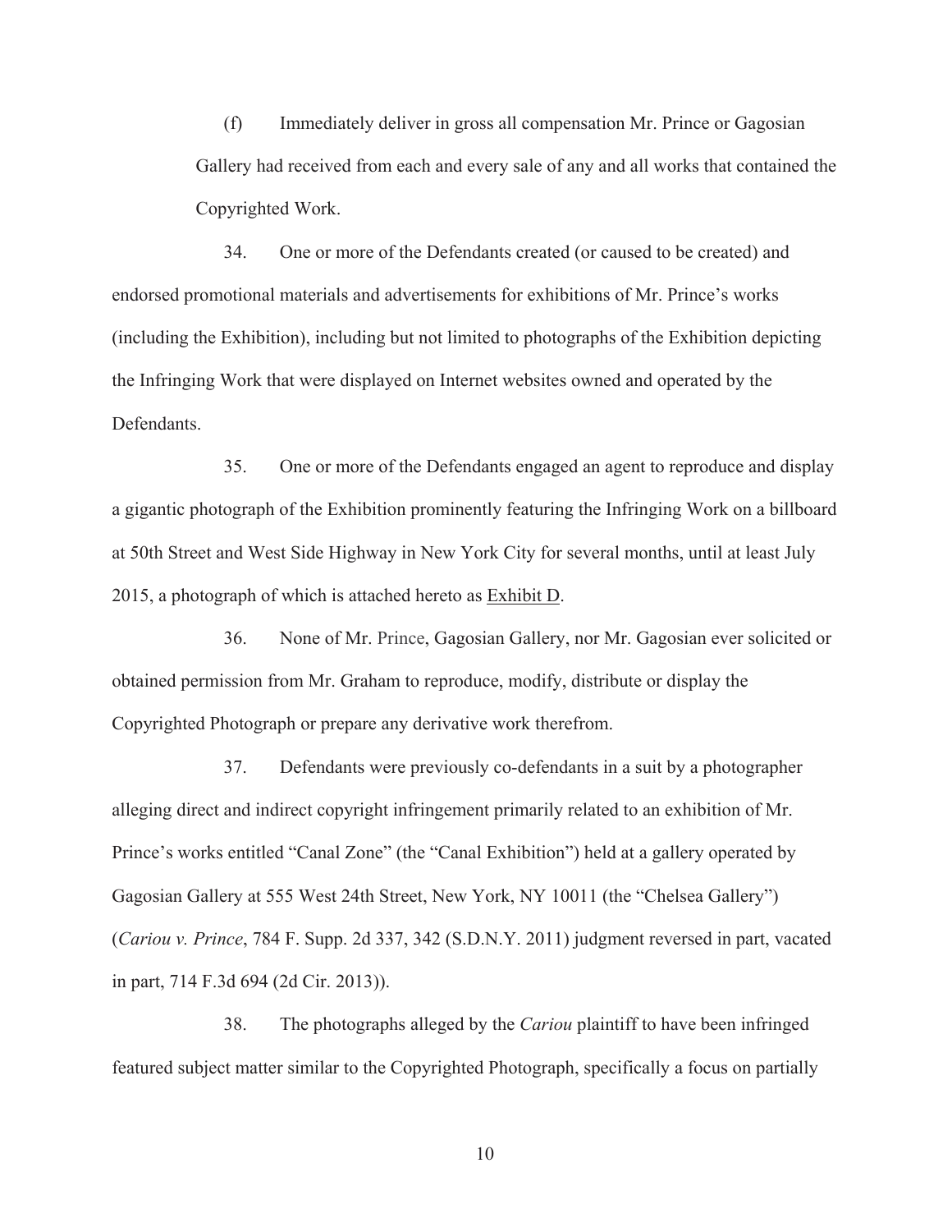(f) Immediately deliver in gross all compensation Mr. Prince or Gagosian Gallery had received from each and every sale of any and all works that contained the Copyrighted Work.

34. One or more of the Defendants created (or caused to be created) and endorsed promotional materials and advertisements for exhibitions of Mr. Prince's works (including the Exhibition), including but not limited to photographs of the Exhibition depicting the Infringing Work that were displayed on Internet websites owned and operated by the Defendants.

35. One or more of the Defendants engaged an agent to reproduce and display a gigantic photograph of the Exhibition prominently featuring the Infringing Work on a billboard at 50th Street and West Side Highway in New York City for several months, until at least July 2015, a photograph of which is attached hereto as Exhibit D.

36. None of Mr. Prince, Gagosian Gallery, nor Mr. Gagosian ever solicited or obtained permission from Mr. Graham to reproduce, modify, distribute or display the Copyrighted Photograph or prepare any derivative work therefrom.

37. Defendants were previously co-defendants in a suit by a photographer alleging direct and indirect copyright infringement primarily related to an exhibition of Mr. Prince's works entitled "Canal Zone" (the "Canal Exhibition") held at a gallery operated by Gagosian Gallery at 555 West 24th Street, New York, NY 10011 (the "Chelsea Gallery") (*Cariou v. Prince*, 784 F. Supp. 2d 337, 342 (S.D.N.Y. 2011) judgment reversed in part, vacated in part, 714 F.3d 694 (2d Cir. 2013)).

38. The photographs alleged by the *Cariou* plaintiff to have been infringed featured subject matter similar to the Copyrighted Photograph, specifically a focus on partially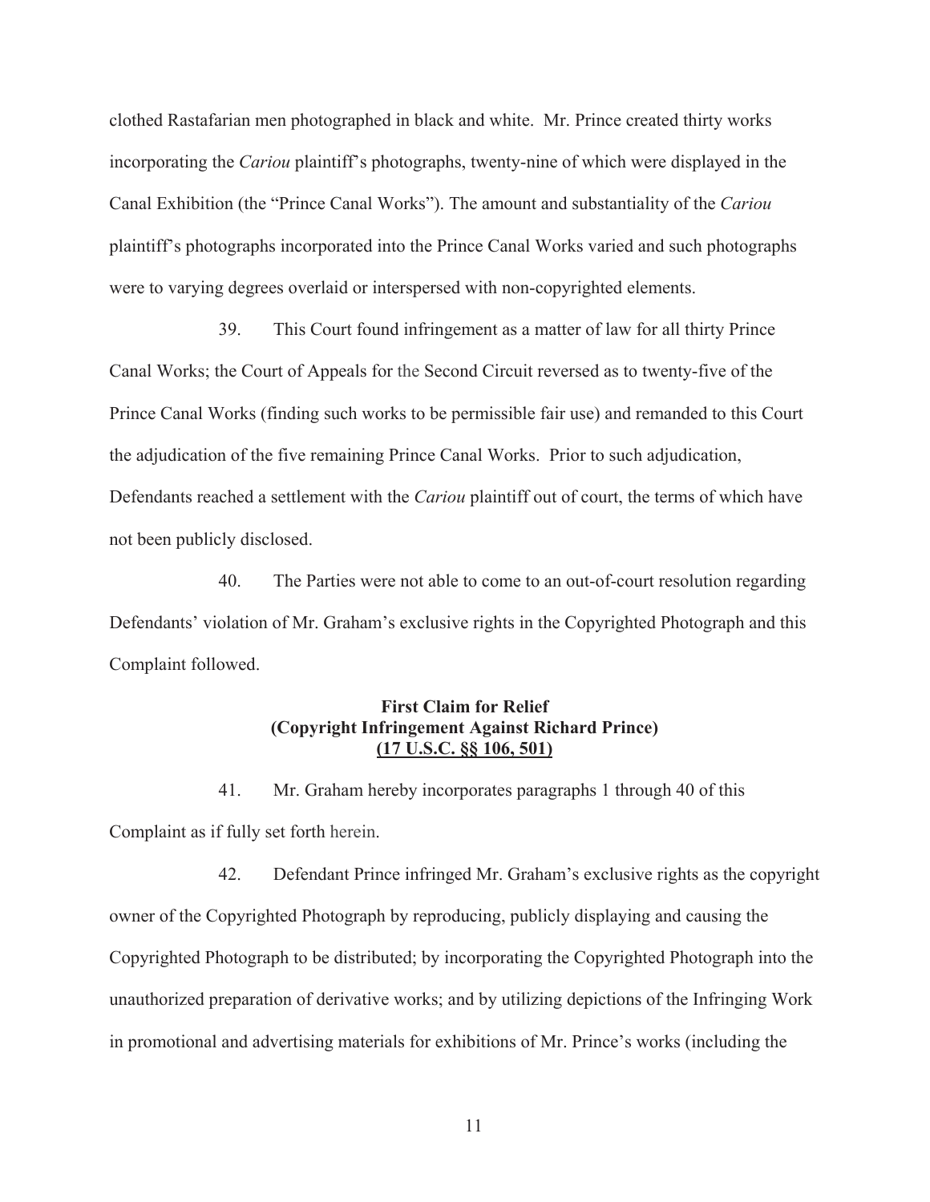clothed Rastafarian men photographed in black and white. Mr. Prince created thirty works incorporating the *Cariou* plaintiff's photographs, twenty-nine of which were displayed in the Canal Exhibition (the "Prince Canal Works"). The amount and substantiality of the *Cariou* plaintiff's photographs incorporated into the Prince Canal Works varied and such photographs were to varying degrees overlaid or interspersed with non-copyrighted elements.

39. This Court found infringement as a matter of law for all thirty Prince Canal Works; the Court of Appeals for the Second Circuit reversed as to twenty-five of the Prince Canal Works (finding such works to be permissible fair use) and remanded to this Court the adjudication of the five remaining Prince Canal Works. Prior to such adjudication, Defendants reached a settlement with the *Cariou* plaintiff out of court, the terms of which have not been publicly disclosed.

40. The Parties were not able to come to an out-of-court resolution regarding Defendants' violation of Mr. Graham's exclusive rights in the Copyrighted Photograph and this Complaint followed.

**First Claim for Relief**
**(Copyright Infringement Against Richard Prince)**
**<u>(17 U.S.C. §§ 106, 501)</u>**

41. Mr. Graham hereby incorporates paragraphs 1 through 40 of this Complaint as if fully set forth herein.

42. Defendant Prince infringed Mr. Graham's exclusive rights as the copyright owner of the Copyrighted Photograph by reproducing, publicly displaying and causing the Copyrighted Photograph to be distributed; by incorporating the Copyrighted Photograph into the unauthorized preparation of derivative works; and by utilizing depictions of the Infringing Work in promotional and advertising materials for exhibitions of Mr. Prince's works (including the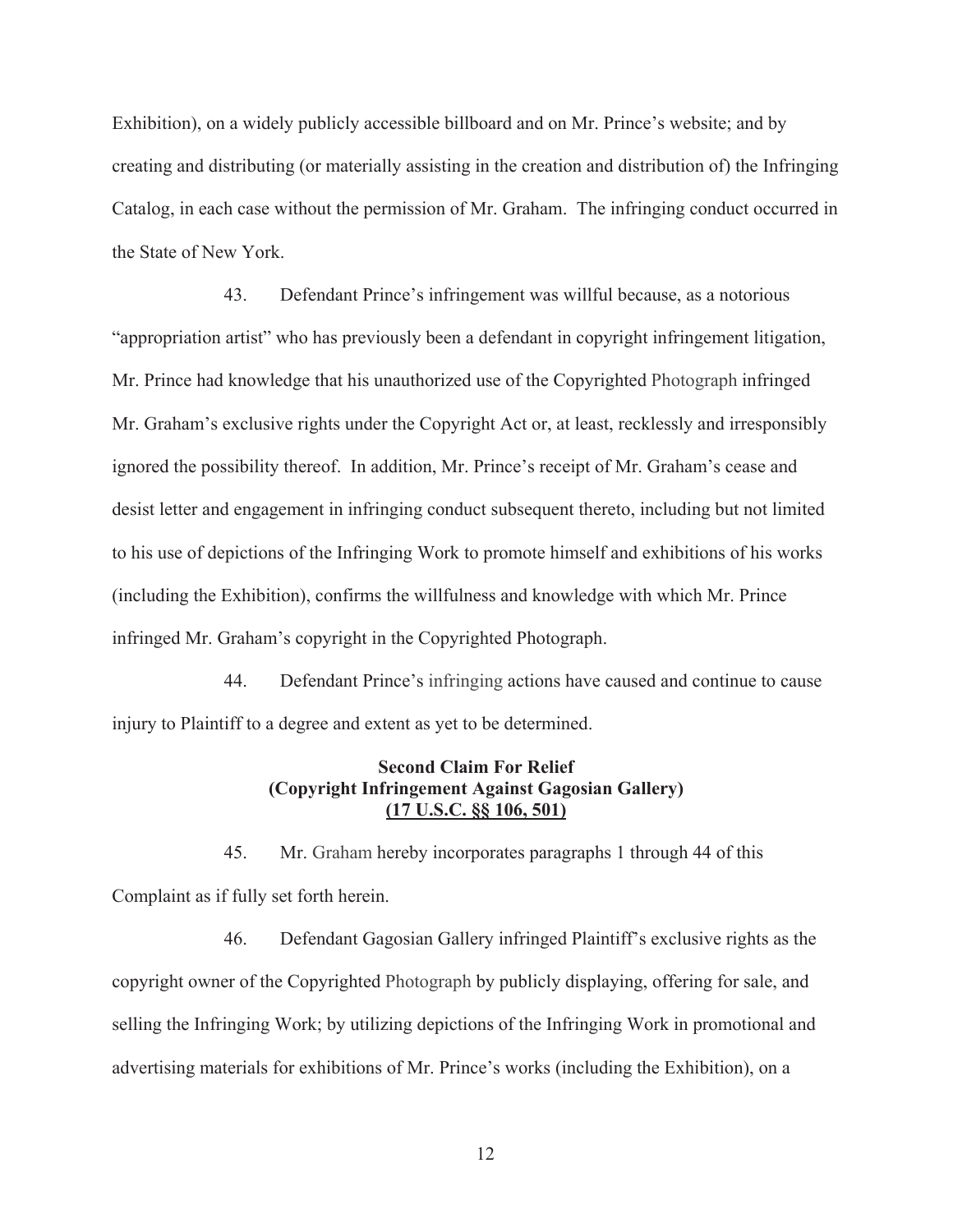Exhibition), on a widely publicly accessible billboard and on Mr. Prince's website; and by creating and distributing (or materially assisting in the creation and distribution of) the Infringing Catalog, in each case without the permission of Mr. Graham. The infringing conduct occurred in the State of New York.

43. Defendant Prince's infringement was willful because, as a notorious "appropriation artist" who has previously been a defendant in copyright infringement litigation, Mr. Prince had knowledge that his unauthorized use of the Copyrighted Photograph infringed Mr. Graham's exclusive rights under the Copyright Act or, at least, recklessly and irresponsibly ignored the possibility thereof. In addition, Mr. Prince's receipt of Mr. Graham's cease and desist letter and engagement in infringing conduct subsequent thereto, including but not limited to his use of depictions of the Infringing Work to promote himself and exhibitions of his works (including the Exhibition), confirms the willfulness and knowledge with which Mr. Prince infringed Mr. Graham's copyright in the Copyrighted Photograph.

44. Defendant Prince's infringing actions have caused and continue to cause injury to Plaintiff to a degree and extent as yet to be determined.

**Second Claim For Relief**
**(Copyright Infringement Against Gagosian Gallery)**
**(17 U.S.C. §§ 106, 501)**

45. Mr. Graham hereby incorporates paragraphs 1 through 44 of this Complaint as if fully set forth herein.

46. Defendant Gagosian Gallery infringed Plaintiff's exclusive rights as the copyright owner of the Copyrighted Photograph by publicly displaying, offering for sale, and selling the Infringing Work; by utilizing depictions of the Infringing Work in promotional and advertising materials for exhibitions of Mr. Prince's works (including the Exhibition), on a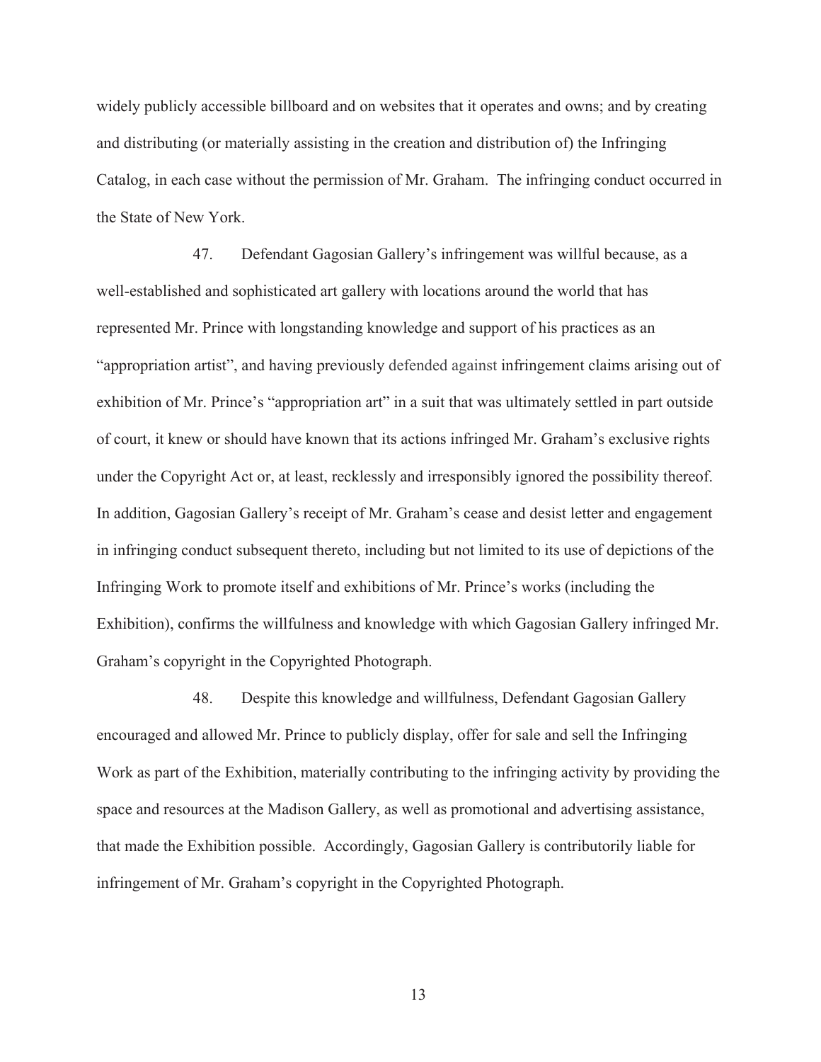widely publicly accessible billboard and on websites that it operates and owns; and by creating and distributing (or materially assisting in the creation and distribution of) the Infringing Catalog, in each case without the permission of Mr. Graham. The infringing conduct occurred in the State of New York.

47. Defendant Gagosian Gallery's infringement was willful because, as a well-established and sophisticated art gallery with locations around the world that has represented Mr. Prince with longstanding knowledge and support of his practices as an "appropriation artist", and having previously defended against infringement claims arising out of exhibition of Mr. Prince's "appropriation art" in a suit that was ultimately settled in part outside of court, it knew or should have known that its actions infringed Mr. Graham's exclusive rights under the Copyright Act or, at least, recklessly and irresponsibly ignored the possibility thereof. In addition, Gagosian Gallery's receipt of Mr. Graham's cease and desist letter and engagement in infringing conduct subsequent thereto, including but not limited to its use of depictions of the Infringing Work to promote itself and exhibitions of Mr. Prince's works (including the Exhibition), confirms the willfulness and knowledge with which Gagosian Gallery infringed Mr. Graham's copyright in the Copyrighted Photograph.

48. Despite this knowledge and willfulness, Defendant Gagosian Gallery encouraged and allowed Mr. Prince to publicly display, offer for sale and sell the Infringing Work as part of the Exhibition, materially contributing to the infringing activity by providing the space and resources at the Madison Gallery, as well as promotional and advertising assistance, that made the Exhibition possible. Accordingly, Gagosian Gallery is contributorily liable for infringement of Mr. Graham's copyright in the Copyrighted Photograph.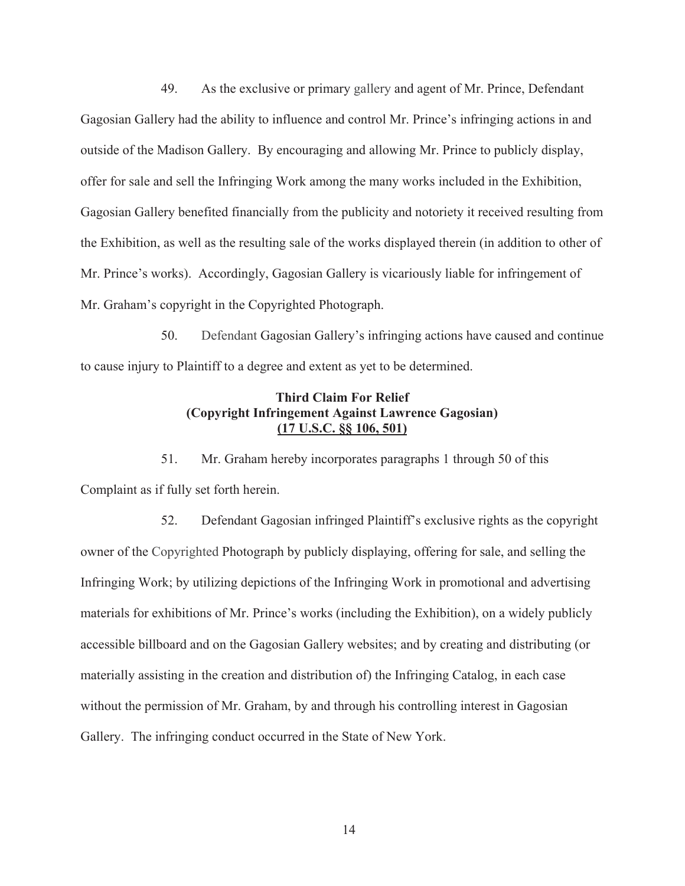49. As the exclusive or primary gallery and agent of Mr. Prince, Defendant Gagosian Gallery had the ability to influence and control Mr. Prince's infringing actions in and outside of the Madison Gallery. By encouraging and allowing Mr. Prince to publicly display, offer for sale and sell the Infringing Work among the many works included in the Exhibition, Gagosian Gallery benefited financially from the publicity and notoriety it received resulting from the Exhibition, as well as the resulting sale of the works displayed therein (in addition to other of Mr. Prince's works). Accordingly, Gagosian Gallery is vicariously liable for infringement of Mr. Graham's copyright in the Copyrighted Photograph.

50. Defendant Gagosian Gallery's infringing actions have caused and continue to cause injury to Plaintiff to a degree and extent as yet to be determined.

**Third Claim For Relief**
**(Copyright Infringement Against Lawrence Gagosian)**
**<u>(17 U.S.C. §§ 106, 501)</u>**

51. Mr. Graham hereby incorporates paragraphs 1 through 50 of this Complaint as if fully set forth herein.

52. Defendant Gagosian infringed Plaintiff's exclusive rights as the copyright owner of the Copyrighted Photograph by publicly displaying, offering for sale, and selling the Infringing Work; by utilizing depictions of the Infringing Work in promotional and advertising materials for exhibitions of Mr. Prince's works (including the Exhibition), on a widely publicly accessible billboard and on the Gagosian Gallery websites; and by creating and distributing (or materially assisting in the creation and distribution of) the Infringing Catalog, in each case without the permission of Mr. Graham, by and through his controlling interest in Gagosian Gallery. The infringing conduct occurred in the State of New York.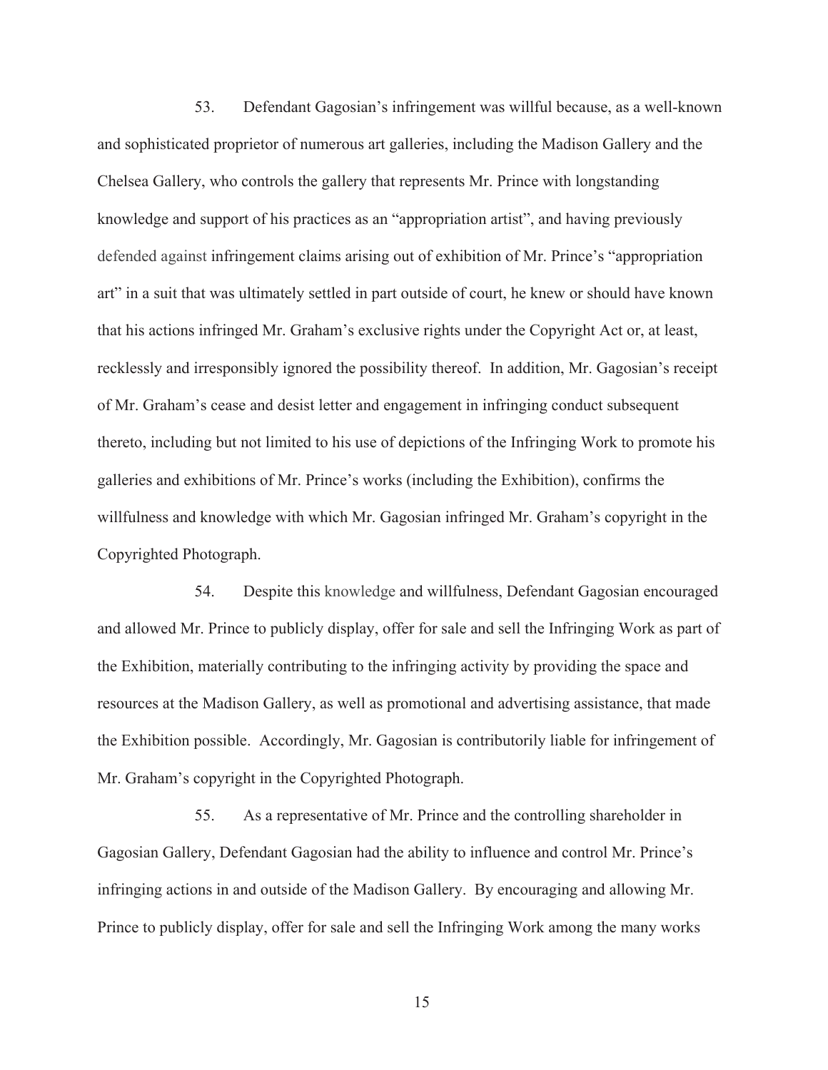53. Defendant Gagosian's infringement was willful because, as a well-known and sophisticated proprietor of numerous art galleries, including the Madison Gallery and the Chelsea Gallery, who controls the gallery that represents Mr. Prince with longstanding knowledge and support of his practices as an "appropriation artist", and having previously defended against infringement claims arising out of exhibition of Mr. Prince's "appropriation art" in a suit that was ultimately settled in part outside of court, he knew or should have known that his actions infringed Mr. Graham's exclusive rights under the Copyright Act or, at least, recklessly and irresponsibly ignored the possibility thereof. In addition, Mr. Gagosian's receipt of Mr. Graham's cease and desist letter and engagement in infringing conduct subsequent thereto, including but not limited to his use of depictions of the Infringing Work to promote his galleries and exhibitions of Mr. Prince's works (including the Exhibition), confirms the willfulness and knowledge with which Mr. Gagosian infringed Mr. Graham's copyright in the Copyrighted Photograph.

54. Despite this knowledge and willfulness, Defendant Gagosian encouraged and allowed Mr. Prince to publicly display, offer for sale and sell the Infringing Work as part of the Exhibition, materially contributing to the infringing activity by providing the space and resources at the Madison Gallery, as well as promotional and advertising assistance, that made the Exhibition possible. Accordingly, Mr. Gagosian is contributorily liable for infringement of Mr. Graham's copyright in the Copyrighted Photograph.

55. As a representative of Mr. Prince and the controlling shareholder in Gagosian Gallery, Defendant Gagosian had the ability to influence and control Mr. Prince's infringing actions in and outside of the Madison Gallery. By encouraging and allowing Mr. Prince to publicly display, offer for sale and sell the Infringing Work among the many works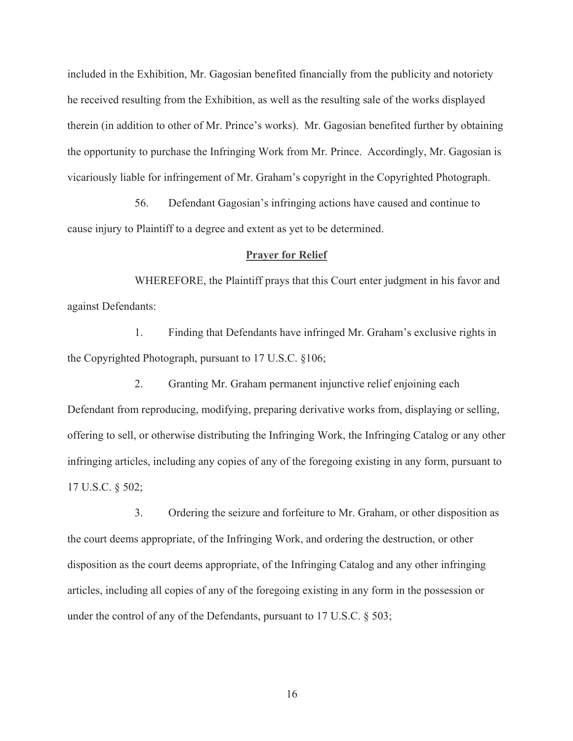included in the Exhibition, Mr. Gagosian benefited financially from the publicity and notoriety he received resulting from the Exhibition, as well as the resulting sale of the works displayed therein (in addition to other of Mr. Prince's works). Mr. Gagosian benefited further by obtaining the opportunity to purchase the Infringing Work from Mr. Prince. Accordingly, Mr. Gagosian is vicariously liable for infringement of Mr. Graham's copyright in the Copyrighted Photograph.

56. Defendant Gagosian's infringing actions have caused and continue to cause injury to Plaintiff to a degree and extent as yet to be determined.

## **Prayer for Relief**

WHEREFORE, the Plaintiff prays that this Court enter judgment in his favor and against Defendants:

1. Finding that Defendants have infringed Mr. Graham's exclusive rights in the Copyrighted Photograph, pursuant to 17 U.S.C. §106;

2. Granting Mr. Graham permanent injunctive relief enjoining each Defendant from reproducing, modifying, preparing derivative works from, displaying or selling, offering to sell, or otherwise distributing the Infringing Work, the Infringing Catalog or any other infringing articles, including any copies of any of the foregoing existing in any form, pursuant to 17 U.S.C. § 502;

3. Ordering the seizure and forfeiture to Mr. Graham, or other disposition as the court deems appropriate, of the Infringing Work, and ordering the destruction, or other disposition as the court deems appropriate, of the Infringing Catalog and any other infringing articles, including all copies of any of the foregoing existing in any form in the possession or under the control of any of the Defendants, pursuant to 17 U.S.C. § 503;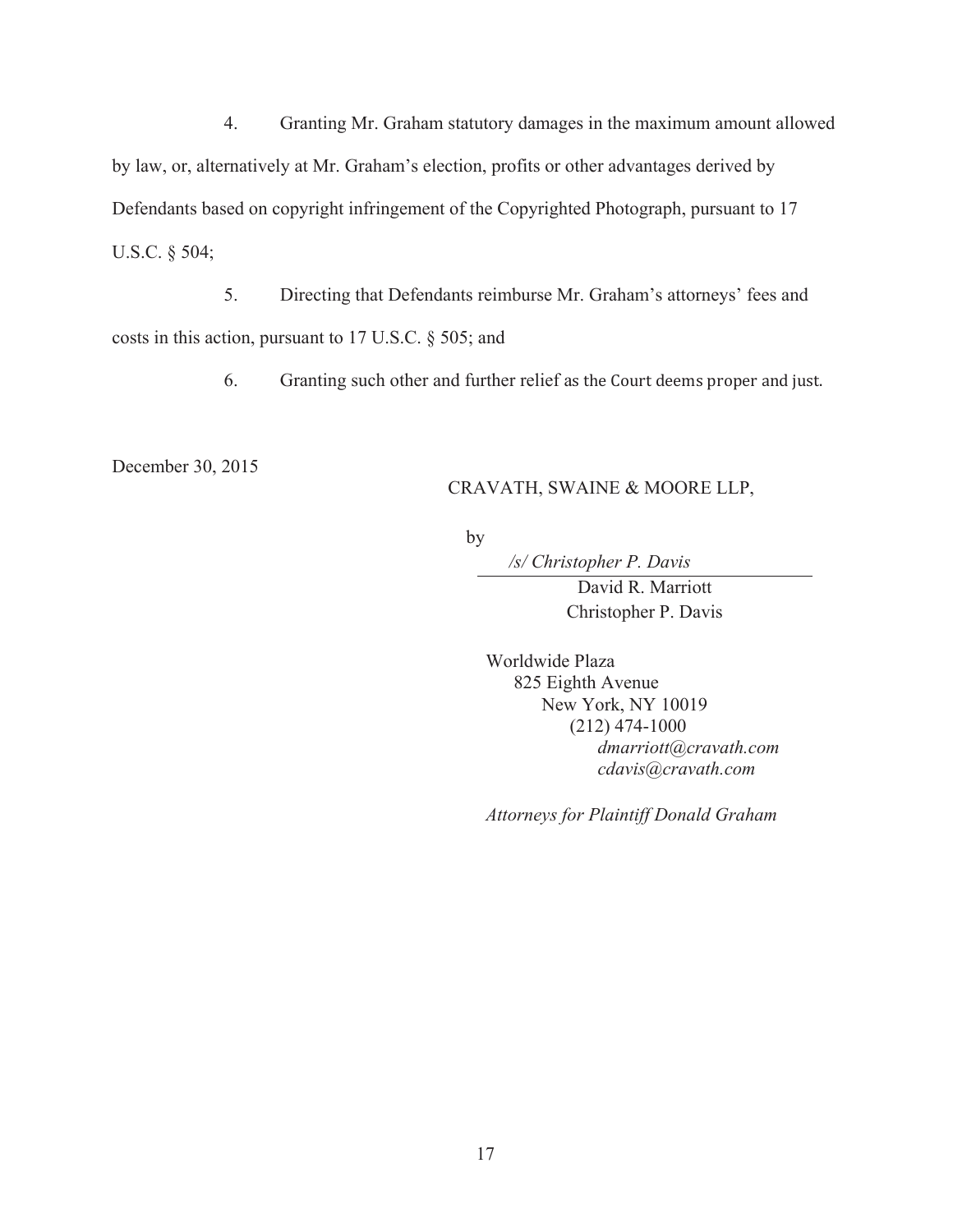4. Granting Mr. Graham statutory damages in the maximum amount allowed by law, or, alternatively at Mr. Graham's election, profits or other advantages derived by Defendants based on copyright infringement of the Copyrighted Photograph, pursuant to 17 U.S.C. § 504;

5. Directing that Defendants reimburse Mr. Graham's attorneys' fees and costs in this action, pursuant to 17 U.S.C. § 505; and

6. Granting such other and further relief as the Court deems proper and just.

December 30, 2015

CRAVATH, SWAINE & MOORE LLP,

by

*/s/ Christopher P. Davis*

David R. Marriott
Christopher P. Davis

Worldwide Plaza
825 Eighth Avenue
New York, NY 10019
(212) 474-1000
*dmarriott@cravath.com*
*cdavis@cravath.com*

*Attorneys for Plaintiff Donald Graham*